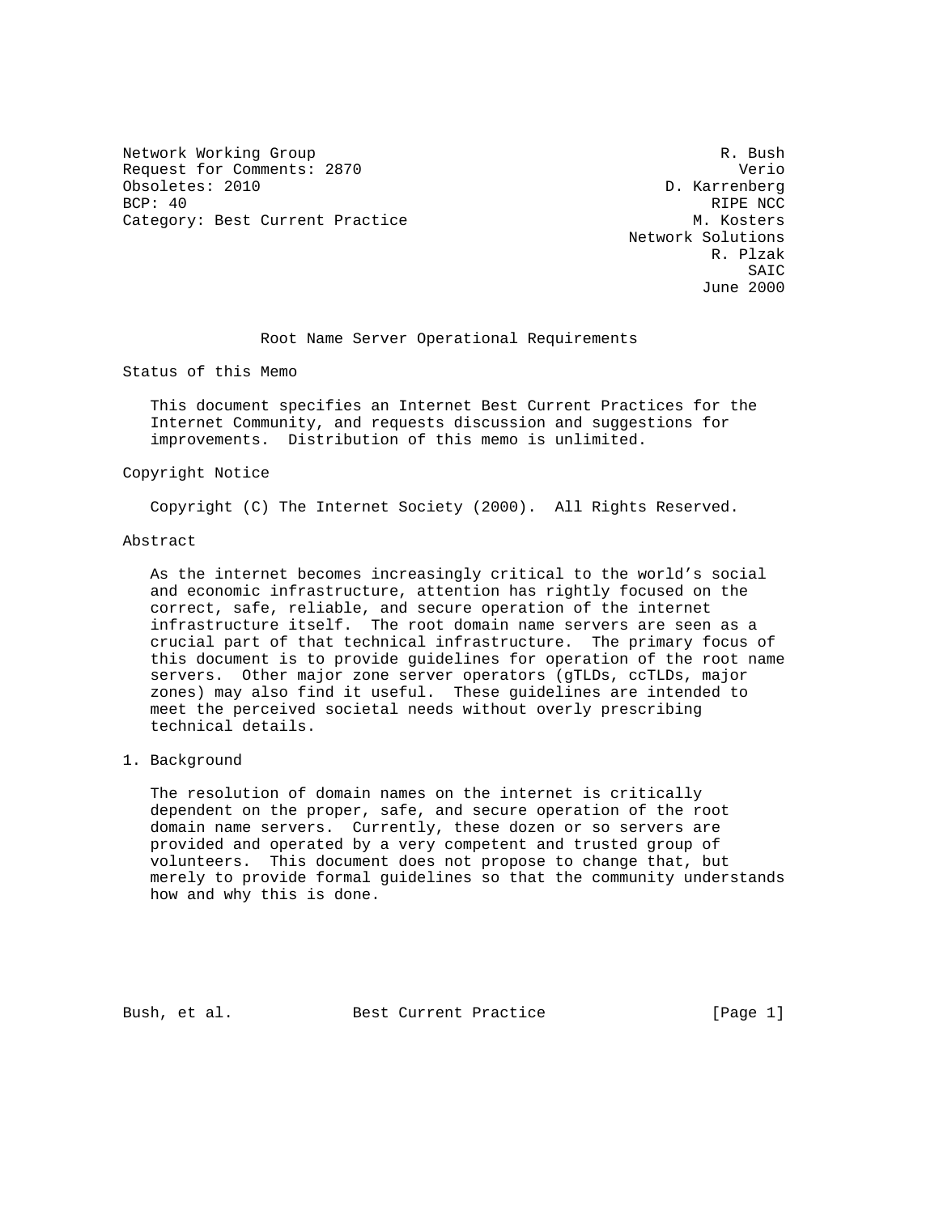Network Working Group R. Bush
Request for Comments: 2870 Verio
Obsoletes: 2010 D. Karrenberg
BCP: 40 RIPE NCC
Category: Best Current Practice M. Kosters
Network Solutions
R. Plzak
SAIC
June 2000

# Root Name Server Operational Requirements

## Status of this Memo

This document specifies an Internet Best Current Practices for the Internet Community, and requests discussion and suggestions for improvements. Distribution of this memo is unlimited.

## Copyright Notice

Copyright (C) The Internet Society (2000). All Rights Reserved.

## Abstract

As the internet becomes increasingly critical to the world's social and economic infrastructure, attention has rightly focused on the correct, safe, reliable, and secure operation of the internet infrastructure itself. The root domain name servers are seen as a crucial part of that technical infrastructure. The primary focus of this document is to provide guidelines for operation of the root name servers. Other major zone server operators (gTLDs, ccTLDs, major zones) may also find it useful. These guidelines are intended to meet the perceived societal needs without overly prescribing technical details.

## 1. Background

The resolution of domain names on the internet is critically dependent on the proper, safe, and secure operation of the root domain name servers. Currently, these dozen or so servers are provided and operated by a very competent and trusted group of volunteers. This document does not propose to change that, but merely to provide formal guidelines so that the community understands how and why this is done.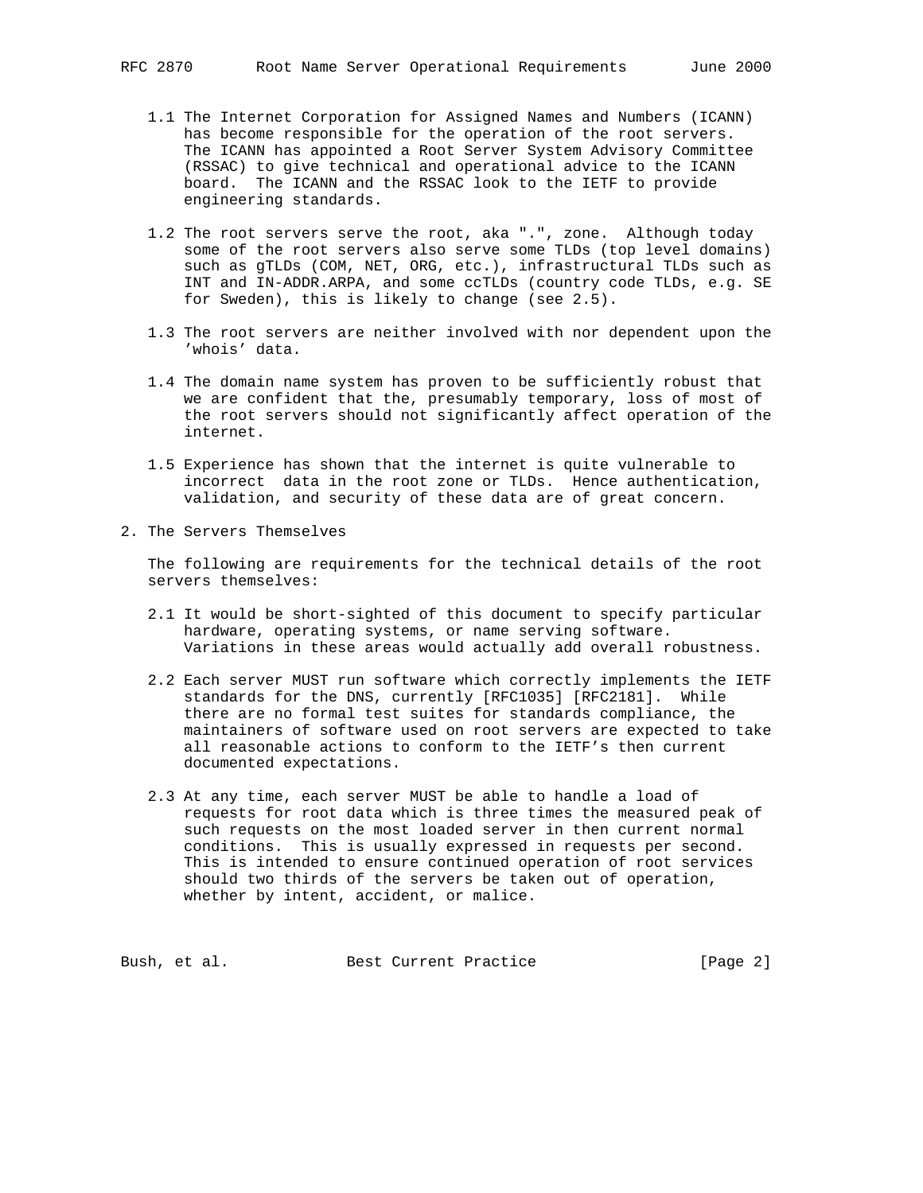1.1 The Internet Corporation for Assigned Names and Numbers (ICANN) has become responsible for the operation of the root servers. The ICANN has appointed a Root Server System Advisory Committee (RSSAC) to give technical and operational advice to the ICANN board. The ICANN and the RSSAC look to the IETF to provide engineering standards.

1.2 The root servers serve the root, aka ".", zone. Although today some of the root servers also serve some TLDs (top level domains) such as gTLDs (COM, NET, ORG, etc.), infrastructural TLDs such as INT and IN-ADDR.ARPA, and some ccTLDs (country code TLDs, e.g. SE for Sweden), this is likely to change (see 2.5).

1.3 The root servers are neither involved with nor dependent upon the 'whois' data.

1.4 The domain name system has proven to be sufficiently robust that we are confident that the, presumably temporary, loss of most of the root servers should not significantly affect operation of the internet.

1.5 Experience has shown that the internet is quite vulnerable to incorrect data in the root zone or TLDs. Hence authentication, validation, and security of these data are of great concern.

## 2. The Servers Themselves

The following are requirements for the technical details of the root servers themselves:

2.1 It would be short-sighted of this document to specify particular hardware, operating systems, or name serving software. Variations in these areas would actually add overall robustness.

2.2 Each server MUST run software which correctly implements the IETF standards for the DNS, currently [RFC1035] [RFC2181]. While there are no formal test suites for standards compliance, the maintainers of software used on root servers are expected to take all reasonable actions to conform to the IETF's then current documented expectations.

2.3 At any time, each server MUST be able to handle a load of requests for root data which is three times the measured peak of such requests on the most loaded server in then current normal conditions. This is usually expressed in requests per second. This is intended to ensure continued operation of root services should two thirds of the servers be taken out of operation, whether by intent, accident, or malice.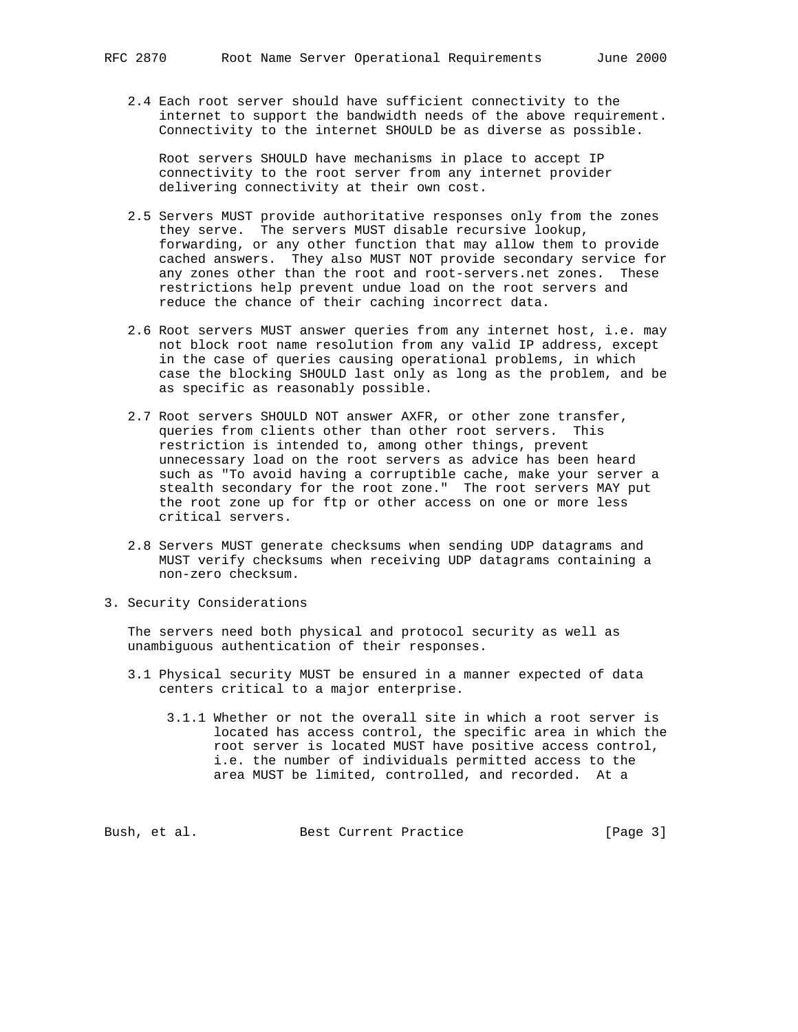2.4 Each root server should have sufficient connectivity to the internet to support the bandwidth needs of the above requirement. Connectivity to the internet SHOULD be as diverse as possible.

Root servers SHOULD have mechanisms in place to accept IP connectivity to the root server from any internet provider delivering connectivity at their own cost.

2.5 Servers MUST provide authoritative responses only from the zones they serve. The servers MUST disable recursive lookup, forwarding, or any other function that may allow them to provide cached answers. They also MUST NOT provide secondary service for any zones other than the root and root-servers.net zones. These restrictions help prevent undue load on the root servers and reduce the chance of their caching incorrect data.

2.6 Root servers MUST answer queries from any internet host, i.e. may not block root name resolution from any valid IP address, except in the case of queries causing operational problems, in which case the blocking SHOULD last only as long as the problem, and be as specific as reasonably possible.

2.7 Root servers SHOULD NOT answer AXFR, or other zone transfer, queries from clients other than other root servers. This restriction is intended to, among other things, prevent unnecessary load on the root servers as advice has been heard such as "To avoid having a corruptible cache, make your server a stealth secondary for the root zone." The root servers MAY put the root zone up for ftp or other access on one or more less critical servers.

2.8 Servers MUST generate checksums when sending UDP datagrams and MUST verify checksums when receiving UDP datagrams containing a non-zero checksum.

## 3. Security Considerations

The servers need both physical and protocol security as well as unambiguous authentication of their responses.

3.1 Physical security MUST be ensured in a manner expected of data centers critical to a major enterprise.

3.1.1 Whether or not the overall site in which a root server is located has access control, the specific area in which the root server is located MUST have positive access control, i.e. the number of individuals permitted access to the area MUST be limited, controlled, and recorded. At a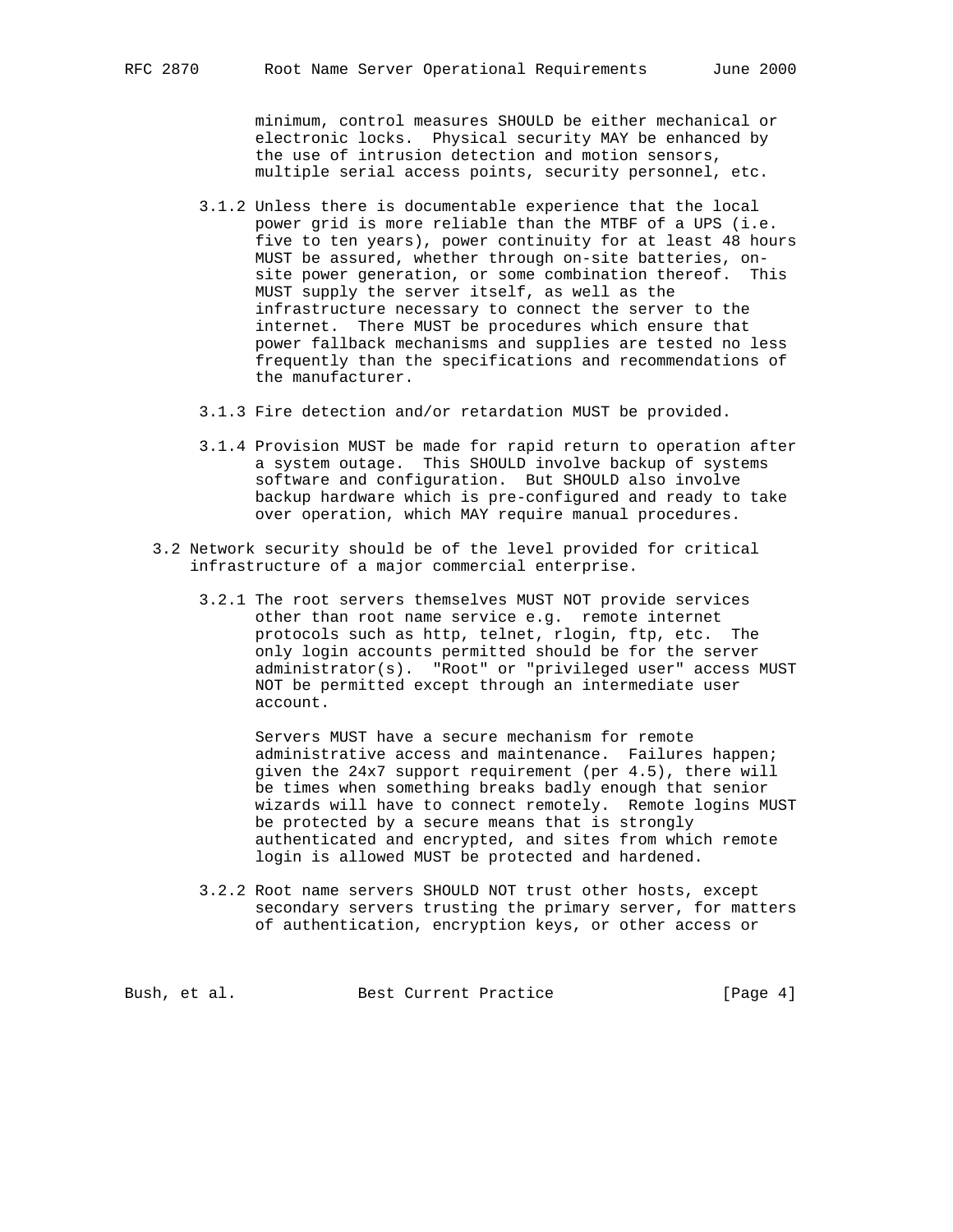minimum, control measures SHOULD be either mechanical or electronic locks. Physical security MAY be enhanced by the use of intrusion detection and motion sensors, multiple serial access points, security personnel, etc.

3.1.2 Unless there is documentable experience that the local power grid is more reliable than the MTBF of a UPS (i.e. five to ten years), power continuity for at least 48 hours MUST be assured, whether through on-site batteries, on-site power generation, or some combination thereof. This MUST supply the server itself, as well as the infrastructure necessary to connect the server to the internet. There MUST be procedures which ensure that power fallback mechanisms and supplies are tested no less frequently than the specifications and recommendations of the manufacturer.

3.1.3 Fire detection and/or retardation MUST be provided.

3.1.4 Provision MUST be made for rapid return to operation after a system outage. This SHOULD involve backup of systems software and configuration. But SHOULD also involve backup hardware which is pre-configured and ready to take over operation, which MAY require manual procedures.

3.2 Network security should be of the level provided for critical infrastructure of a major commercial enterprise.

3.2.1 The root servers themselves MUST NOT provide services other than root name service e.g. remote internet protocols such as http, telnet, rlogin, ftp, etc. The only login accounts permitted should be for the server administrator(s). "Root" or "privileged user" access MUST NOT be permitted except through an intermediate user account.

Servers MUST have a secure mechanism for remote administrative access and maintenance. Failures happen; given the 24x7 support requirement (per 4.5), there will be times when something breaks badly enough that senior wizards will have to connect remotely. Remote logins MUST be protected by a secure means that is strongly authenticated and encrypted, and sites from which remote login is allowed MUST be protected and hardened.

3.2.2 Root name servers SHOULD NOT trust other hosts, except secondary servers trusting the primary server, for matters of authentication, encryption keys, or other access or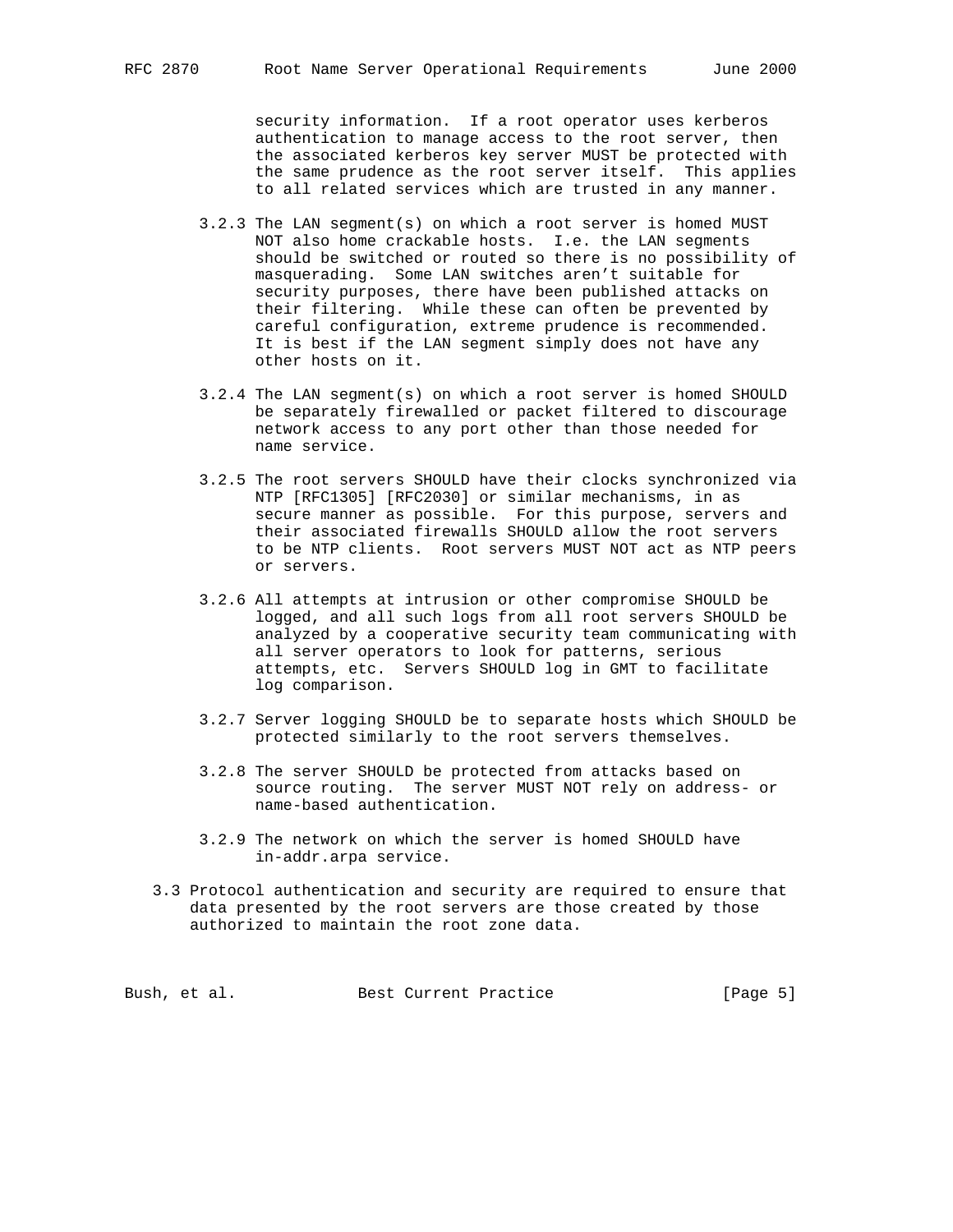security information. If a root operator uses kerberos authentication to manage access to the root server, then the associated kerberos key server MUST be protected with the same prudence as the root server itself. This applies to all related services which are trusted in any manner.

3.2.3 The LAN segment(s) on which a root server is homed MUST NOT also home crackable hosts. I.e. the LAN segments should be switched or routed so there is no possibility of masquerading. Some LAN switches aren't suitable for security purposes, there have been published attacks on their filtering. While these can often be prevented by careful configuration, extreme prudence is recommended. It is best if the LAN segment simply does not have any other hosts on it.

3.2.4 The LAN segment(s) on which a root server is homed SHOULD be separately firewalled or packet filtered to discourage network access to any port other than those needed for name service.

3.2.5 The root servers SHOULD have their clocks synchronized via NTP [RFC1305] [RFC2030] or similar mechanisms, in as secure manner as possible. For this purpose, servers and their associated firewalls SHOULD allow the root servers to be NTP clients. Root servers MUST NOT act as NTP peers or servers.

3.2.6 All attempts at intrusion or other compromise SHOULD be logged, and all such logs from all root servers SHOULD be analyzed by a cooperative security team communicating with all server operators to look for patterns, serious attempts, etc. Servers SHOULD log in GMT to facilitate log comparison.

3.2.7 Server logging SHOULD be to separate hosts which SHOULD be protected similarly to the root servers themselves.

3.2.8 The server SHOULD be protected from attacks based on source routing. The server MUST NOT rely on address- or name-based authentication.

3.2.9 The network on which the server is homed SHOULD have in-addr.arpa service.

3.3 Protocol authentication and security are required to ensure that data presented by the root servers are those created by those authorized to maintain the root zone data.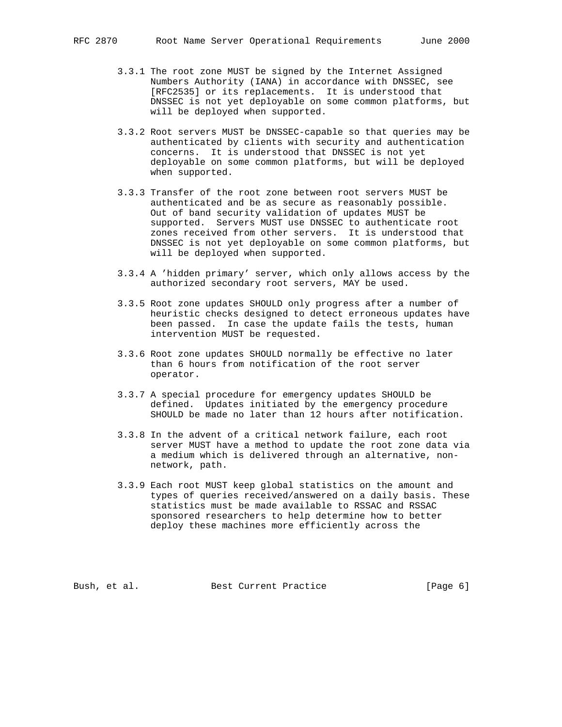3.3.1 The root zone MUST be signed by the Internet Assigned Numbers Authority (IANA) in accordance with DNSSEC, see [RFC2535] or its replacements. It is understood that DNSSEC is not yet deployable on some common platforms, but will be deployed when supported.

3.3.2 Root servers MUST be DNSSEC-capable so that queries may be authenticated by clients with security and authentication concerns. It is understood that DNSSEC is not yet deployable on some common platforms, but will be deployed when supported.

3.3.3 Transfer of the root zone between root servers MUST be authenticated and be as secure as reasonably possible. Out of band security validation of updates MUST be supported. Servers MUST use DNSSEC to authenticate root zones received from other servers. It is understood that DNSSEC is not yet deployable on some common platforms, but will be deployed when supported.

3.3.4 A 'hidden primary' server, which only allows access by the authorized secondary root servers, MAY be used.

3.3.5 Root zone updates SHOULD only progress after a number of heuristic checks designed to detect erroneous updates have been passed. In case the update fails the tests, human intervention MUST be requested.

3.3.6 Root zone updates SHOULD normally be effective no later than 6 hours from notification of the root server operator.

3.3.7 A special procedure for emergency updates SHOULD be defined. Updates initiated by the emergency procedure SHOULD be made no later than 12 hours after notification.

3.3.8 In the advent of a critical network failure, each root server MUST have a method to update the root zone data via a medium which is delivered through an alternative, non-network, path.

3.3.9 Each root MUST keep global statistics on the amount and types of queries received/answered on a daily basis. These statistics must be made available to RSSAC and RSSAC sponsored researchers to help determine how to better deploy these machines more efficiently across the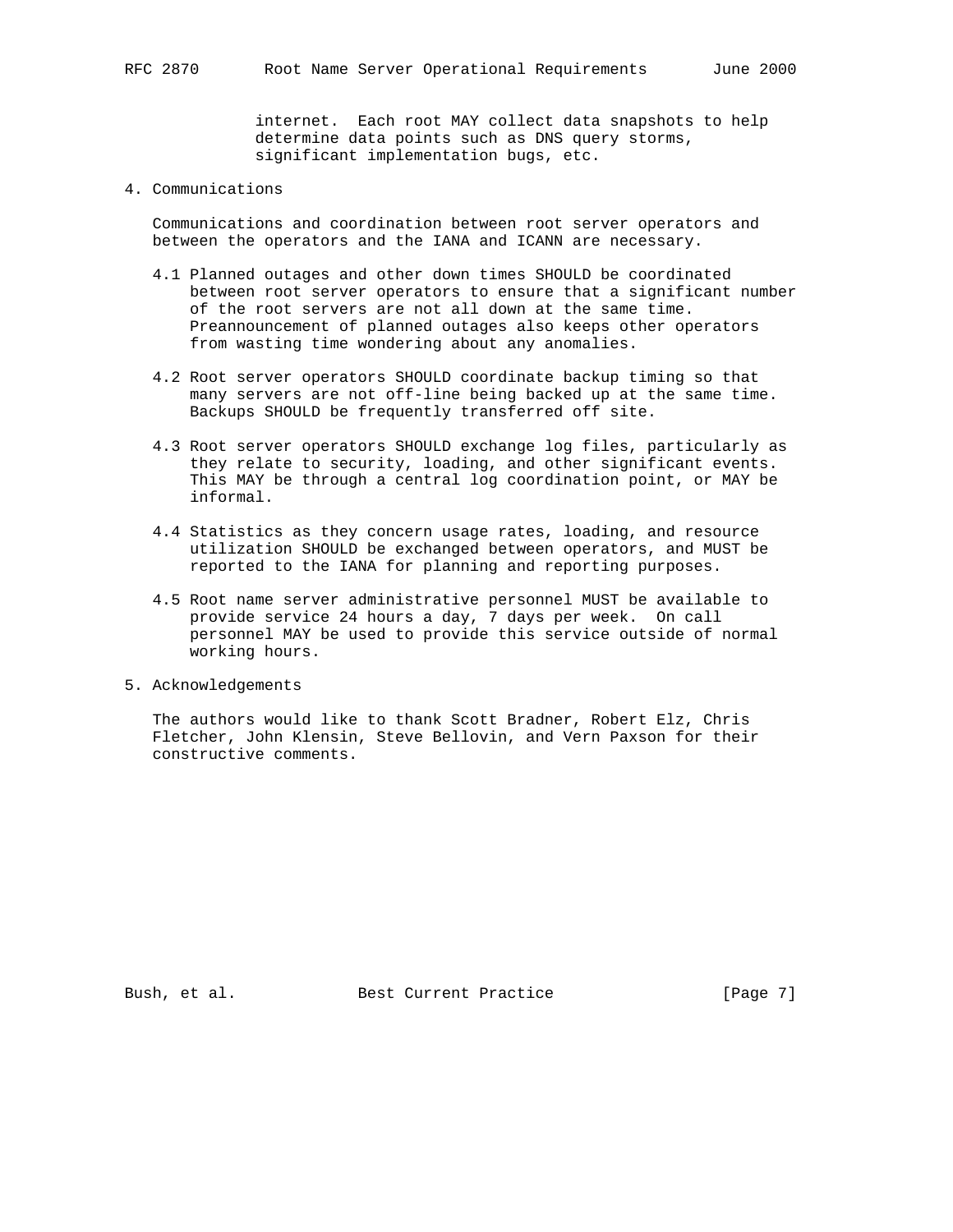internet. Each root MAY collect data snapshots to help determine data points such as DNS query storms, significant implementation bugs, etc.

## 4. Communications

Communications and coordination between root server operators and between the operators and the IANA and ICANN are necessary.

4.1 Planned outages and other down times SHOULD be coordinated between root server operators to ensure that a significant number of the root servers are not all down at the same time. Preannouncement of planned outages also keeps other operators from wasting time wondering about any anomalies.

4.2 Root server operators SHOULD coordinate backup timing so that many servers are not off-line being backed up at the same time. Backups SHOULD be frequently transferred off site.

4.3 Root server operators SHOULD exchange log files, particularly as they relate to security, loading, and other significant events. This MAY be through a central log coordination point, or MAY be informal.

4.4 Statistics as they concern usage rates, loading, and resource utilization SHOULD be exchanged between operators, and MUST be reported to the IANA for planning and reporting purposes.

4.5 Root name server administrative personnel MUST be available to provide service 24 hours a day, 7 days per week. On call personnel MAY be used to provide this service outside of normal working hours.

## 5. Acknowledgements

The authors would like to thank Scott Bradner, Robert Elz, Chris Fletcher, John Klensin, Steve Bellovin, and Vern Paxson for their constructive comments.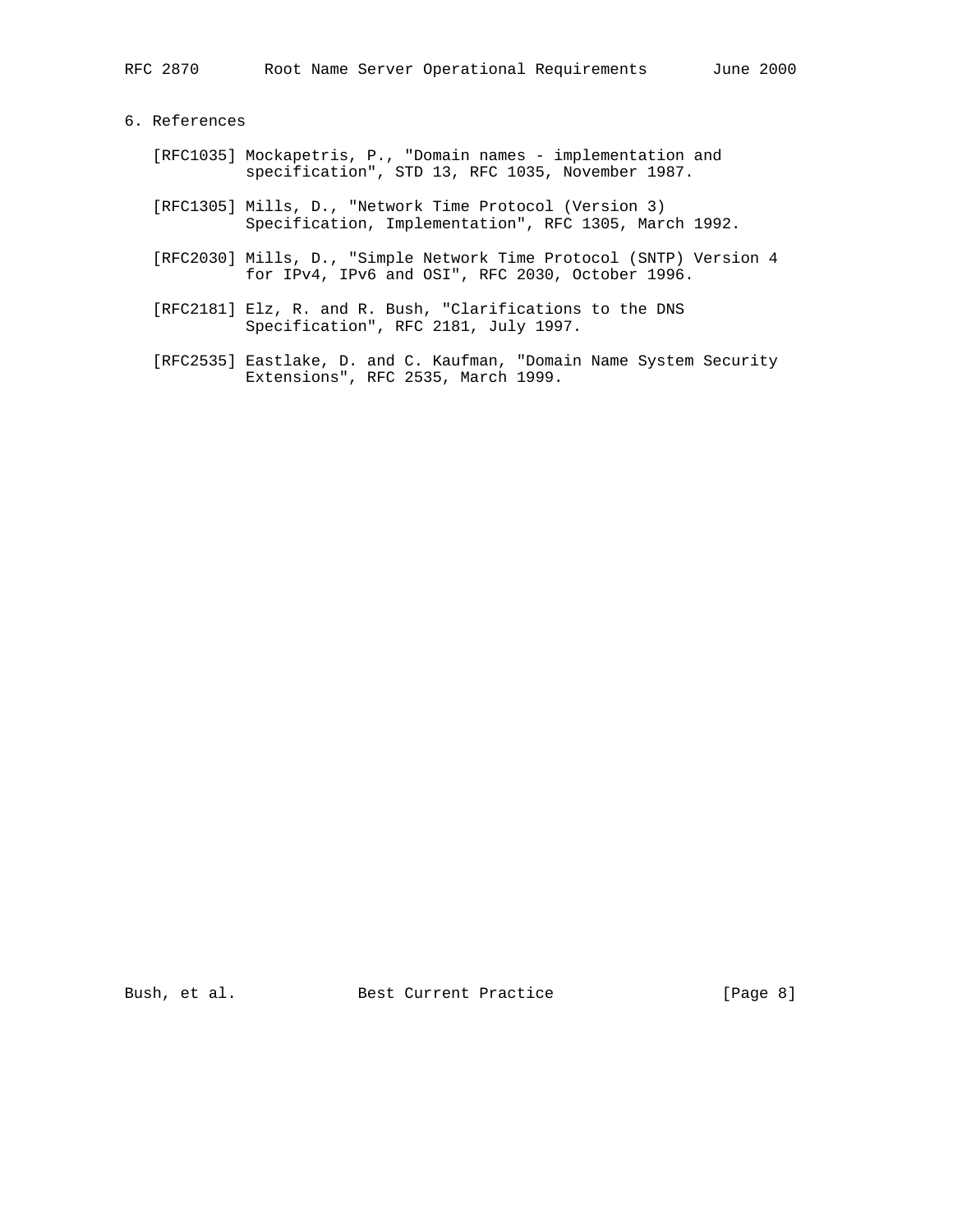## 6. References

[RFC1035] Mockapetris, P., "Domain names - implementation and specification", STD 13, RFC 1035, November 1987.

[RFC1305] Mills, D., "Network Time Protocol (Version 3) Specification, Implementation", RFC 1305, March 1992.

[RFC2030] Mills, D., "Simple Network Time Protocol (SNTP) Version 4 for IPv4, IPv6 and OSI", RFC 2030, October 1996.

[RFC2181] Elz, R. and R. Bush, "Clarifications to the DNS Specification", RFC 2181, July 1997.

[RFC2535] Eastlake, D. and C. Kaufman, "Domain Name System Security Extensions", RFC 2535, March 1999.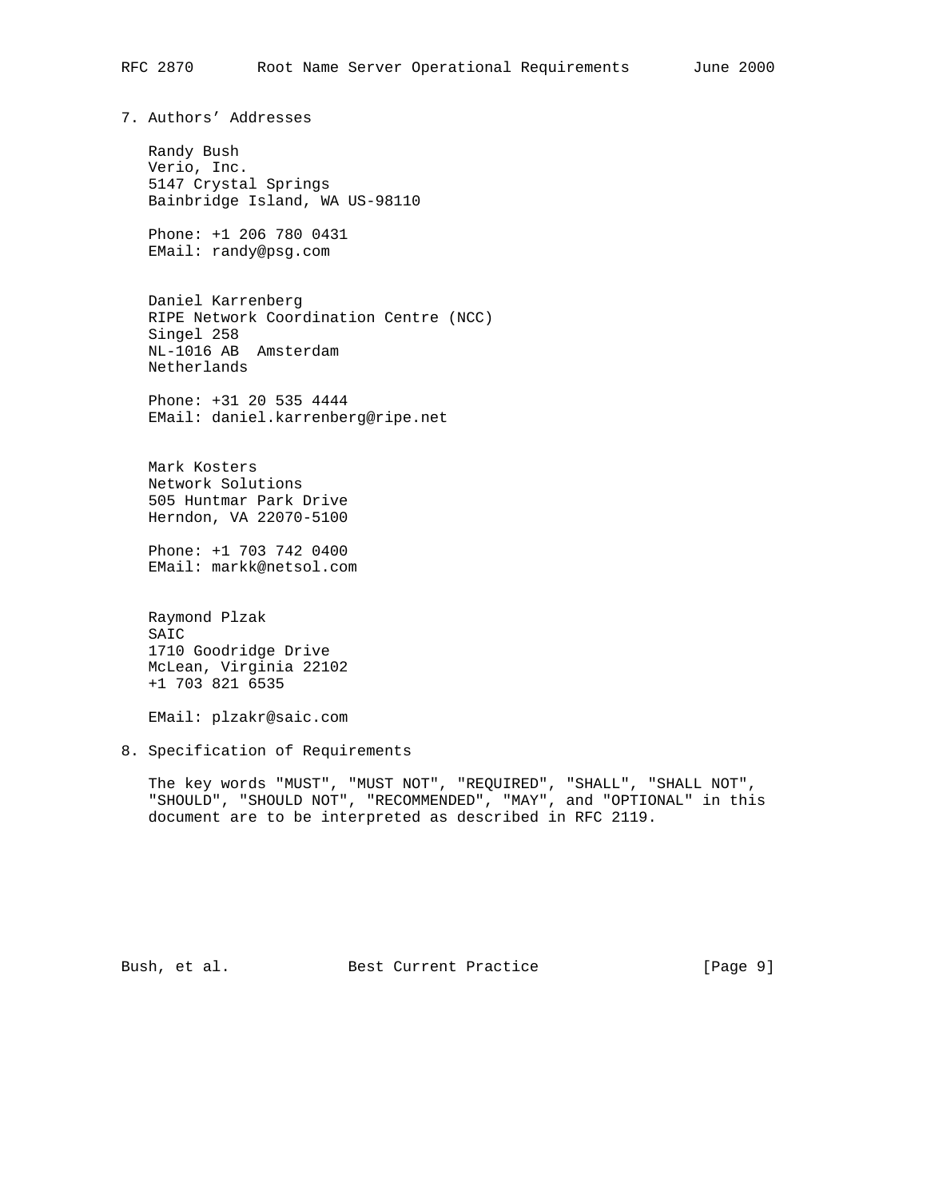## 7. Authors' Addresses

Randy Bush
Verio, Inc.
5147 Crystal Springs
Bainbridge Island, WA US-98110

Phone: +1 206 780 0431
EMail: randy@psg.com

Daniel Karrenberg
RIPE Network Coordination Centre (NCC)
Singel 258
NL-1016 AB  Amsterdam
Netherlands

Phone: +31 20 535 4444
EMail: daniel.karrenberg@ripe.net

Mark Kosters
Network Solutions
505 Huntmar Park Drive
Herndon, VA 22070-5100

Phone: +1 703 742 0400
EMail: markk@netsol.com

Raymond Plzak
SAIC
1710 Goodridge Drive
McLean, Virginia 22102
+1 703 821 6535

EMail: plzakr@saic.com

## 8. Specification of Requirements

The key words "MUST", "MUST NOT", "REQUIRED", "SHALL", "SHALL NOT", "SHOULD", "SHOULD NOT", "RECOMMENDED", "MAY", and "OPTIONAL" in this document are to be interpreted as described in RFC 2119.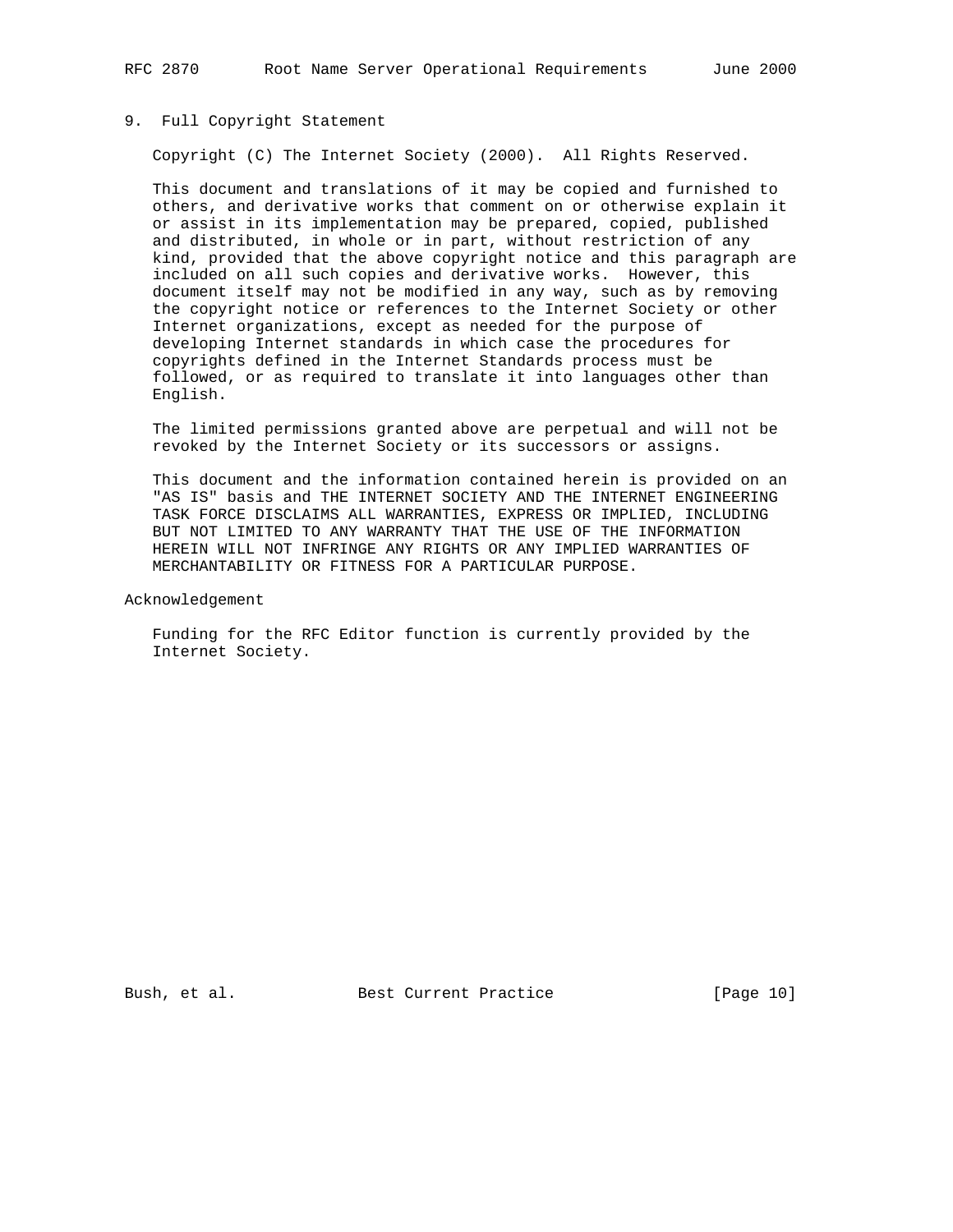## 9. Full Copyright Statement

Copyright (C) The Internet Society (2000). All Rights Reserved.

This document and translations of it may be copied and furnished to others, and derivative works that comment on or otherwise explain it or assist in its implementation may be prepared, copied, published and distributed, in whole or in part, without restriction of any kind, provided that the above copyright notice and this paragraph are included on all such copies and derivative works. However, this document itself may not be modified in any way, such as by removing the copyright notice or references to the Internet Society or other Internet organizations, except as needed for the purpose of developing Internet standards in which case the procedures for copyrights defined in the Internet Standards process must be followed, or as required to translate it into languages other than English.

The limited permissions granted above are perpetual and will not be revoked by the Internet Society or its successors or assigns.

This document and the information contained herein is provided on an "AS IS" basis and THE INTERNET SOCIETY AND THE INTERNET ENGINEERING TASK FORCE DISCLAIMS ALL WARRANTIES, EXPRESS OR IMPLIED, INCLUDING BUT NOT LIMITED TO ANY WARRANTY THAT THE USE OF THE INFORMATION HEREIN WILL NOT INFRINGE ANY RIGHTS OR ANY IMPLIED WARRANTIES OF MERCHANTABILITY OR FITNESS FOR A PARTICULAR PURPOSE.

## Acknowledgement

Funding for the RFC Editor function is currently provided by the Internet Society.